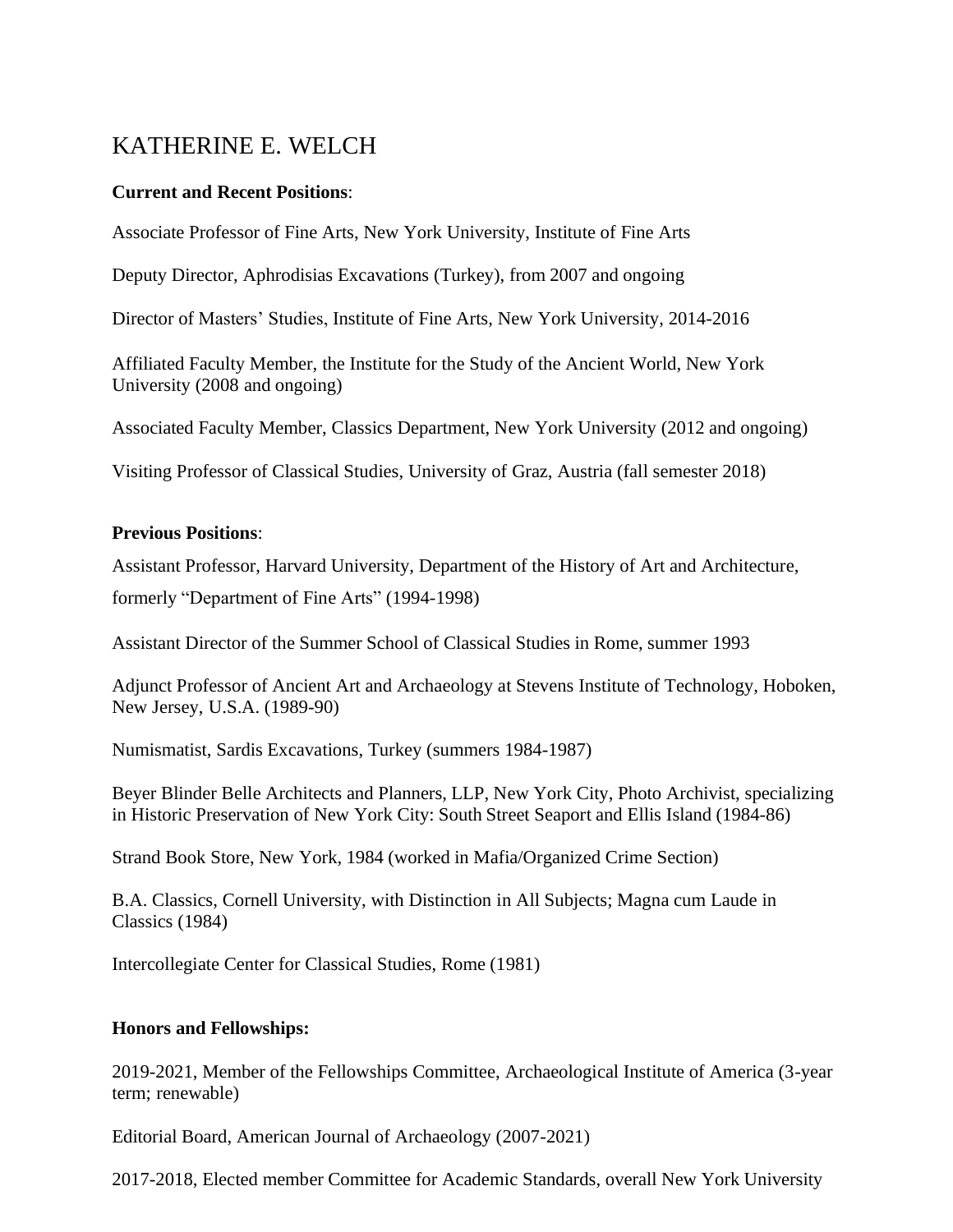# KATHERINE E. WELCH

**Current and Recent Positions**:

Associate Professor of Fine Arts, New York University, Institute of Fine Arts

Deputy Director, Aphrodisias Excavations (Turkey), from 2007 and ongoing

Director of Masters' Studies, Institute of Fine Arts, New York University, 2014-2016

Affiliated Faculty Member, the Institute for the Study of the Ancient World, New York University (2008 and ongoing)

Associated Faculty Member, Classics Department, New York University (2012 and ongoing)

Visiting Professor of Classical Studies, University of Graz, Austria (fall semester 2018)

**Previous Positions**:

Assistant Professor, Harvard University, Department of the History of Art and Architecture, formerly "Department of Fine Arts" (1994-1998)

Assistant Director of the Summer School of Classical Studies in Rome, summer 1993

Adjunct Professor of Ancient Art and Archaeology at Stevens Institute of Technology, Hoboken, New Jersey, U.S.A. (1989-90)

Numismatist, Sardis Excavations, Turkey (summers 1984-1987)

Beyer Blinder Belle Architects and Planners, LLP, New York City, Photo Archivist, specializing in Historic Preservation of New York City: South Street Seaport and Ellis Island (1984-86)

Strand Book Store, New York, 1984 (worked in Mafia/Organized Crime Section)

B.A. Classics, Cornell University, with Distinction in All Subjects; Magna cum Laude in Classics (1984)

Intercollegiate Center for Classical Studies, Rome (1981)

**Honors and Fellowships:**

2019-2021, Member of the Fellowships Committee, Archaeological Institute of America (3-year term; renewable)

Editorial Board, American Journal of Archaeology (2007-2021)

2017-2018, Elected member Committee for Academic Standards, overall New York University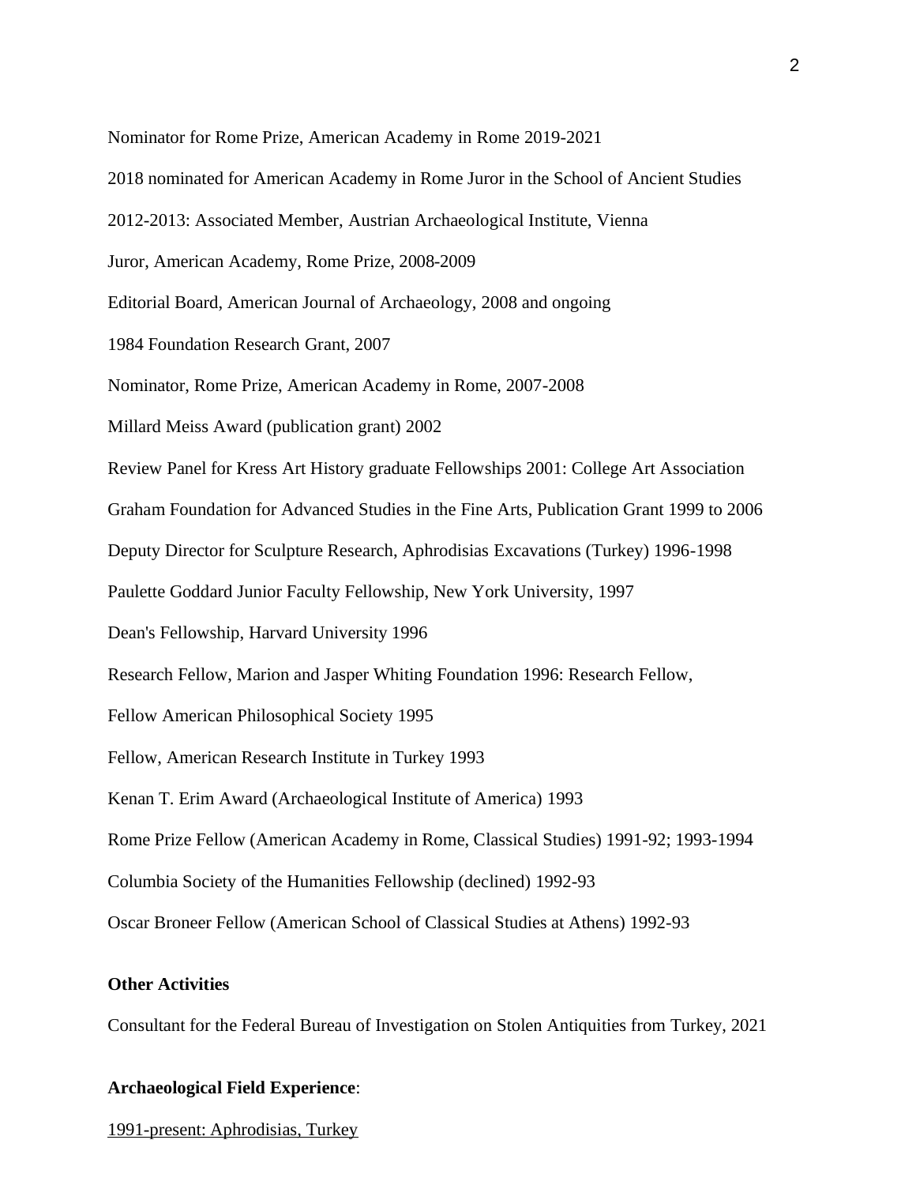Nominator for Rome Prize, American Academy in Rome 2019-2021

2018 nominated for American Academy in Rome Juror in the School of Ancient Studies

2012-2013: Associated Member, Austrian Archaeological Institute, Vienna

Juror, American Academy, Rome Prize, 2008-2009

Editorial Board, American Journal of Archaeology, 2008 and ongoing

1984 Foundation Research Grant, 2007

Nominator, Rome Prize, American Academy in Rome, 2007-2008

Millard Meiss Award (publication grant) 2002

Review Panel for Kress Art History graduate Fellowships 2001: College Art Association

Graham Foundation for Advanced Studies in the Fine Arts, Publication Grant 1999 to 2006

Deputy Director for Sculpture Research, Aphrodisias Excavations (Turkey) 1996-1998

Paulette Goddard Junior Faculty Fellowship, New York University, 1997

Dean's Fellowship, Harvard University 1996

Research Fellow, Marion and Jasper Whiting Foundation 1996: Research Fellow,

Fellow American Philosophical Society 1995

Fellow, American Research Institute in Turkey 1993

Kenan T. Erim Award (Archaeological Institute of America) 1993

Rome Prize Fellow (American Academy in Rome, Classical Studies) 1991-92; 1993-1994

Columbia Society of the Humanities Fellowship (declined) 1992-93

Oscar Broneer Fellow (American School of Classical Studies at Athens) 1992-93

**Other Activities**

Consultant for the Federal Bureau of Investigation on Stolen Antiquities from Turkey, 2021

**Archaeological Field Experience**:

<u>1991-present: Aphrodisias, Turkey</u>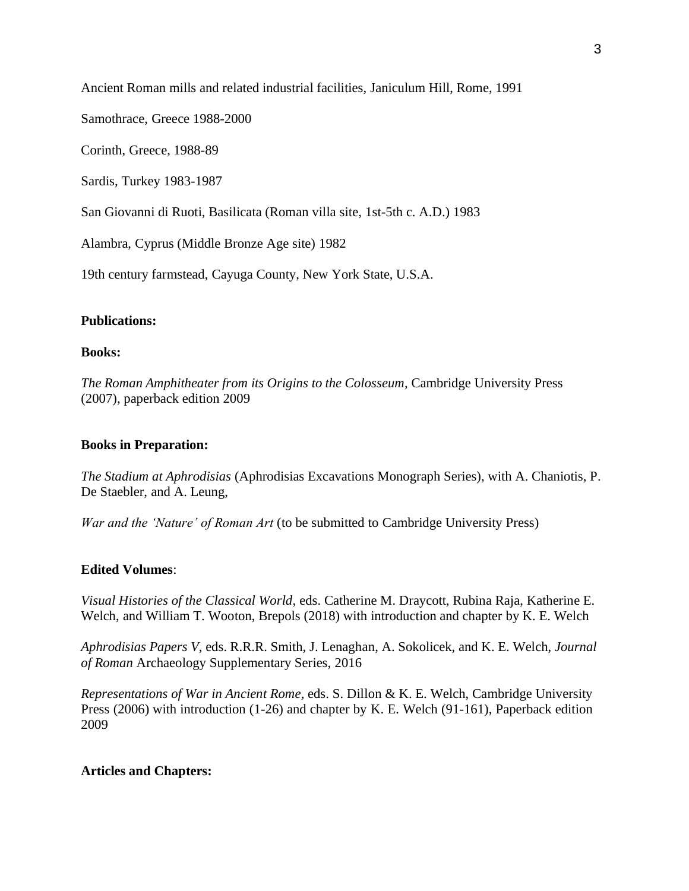Ancient Roman mills and related industrial facilities, Janiculum Hill, Rome, 1991

Samothrace, Greece 1988-2000

Corinth, Greece, 1988-89

Sardis, Turkey 1983-1987

San Giovanni di Ruoti, Basilicata (Roman villa site, 1st-5th c. A.D.) 1983

Alambra, Cyprus (Middle Bronze Age site) 1982

19th century farmstead, Cayuga County, New York State, U.S.A.

**Publications:**

**Books:**

*The Roman Amphitheater from its Origins to the Colosseum*, Cambridge University Press (2007), paperback edition 2009

**Books in Preparation:**

*The Stadium at Aphrodisias* (Aphrodisias Excavations Monograph Series), with A. Chaniotis, P. De Staebler, and A. Leung,

*War and the 'Nature' of Roman Art* (to be submitted to Cambridge University Press)

**Edited Volumes**:

*Visual Histories of the Classical World*, eds. Catherine M. Draycott, Rubina Raja, Katherine E. Welch, and William T. Wooton, Brepols (2018) with introduction and chapter by K. E. Welch

*Aphrodisias Papers V*, eds. R.R.R. Smith, J. Lenaghan, A. Sokolicek, and K. E. Welch, *Journal of Roman* Archaeology Supplementary Series, 2016

*Representations of War in Ancient Rome*, eds. S. Dillon & K. E. Welch, Cambridge University Press (2006) with introduction (1-26) and chapter by K. E. Welch (91-161), Paperback edition 2009

**Articles and Chapters:**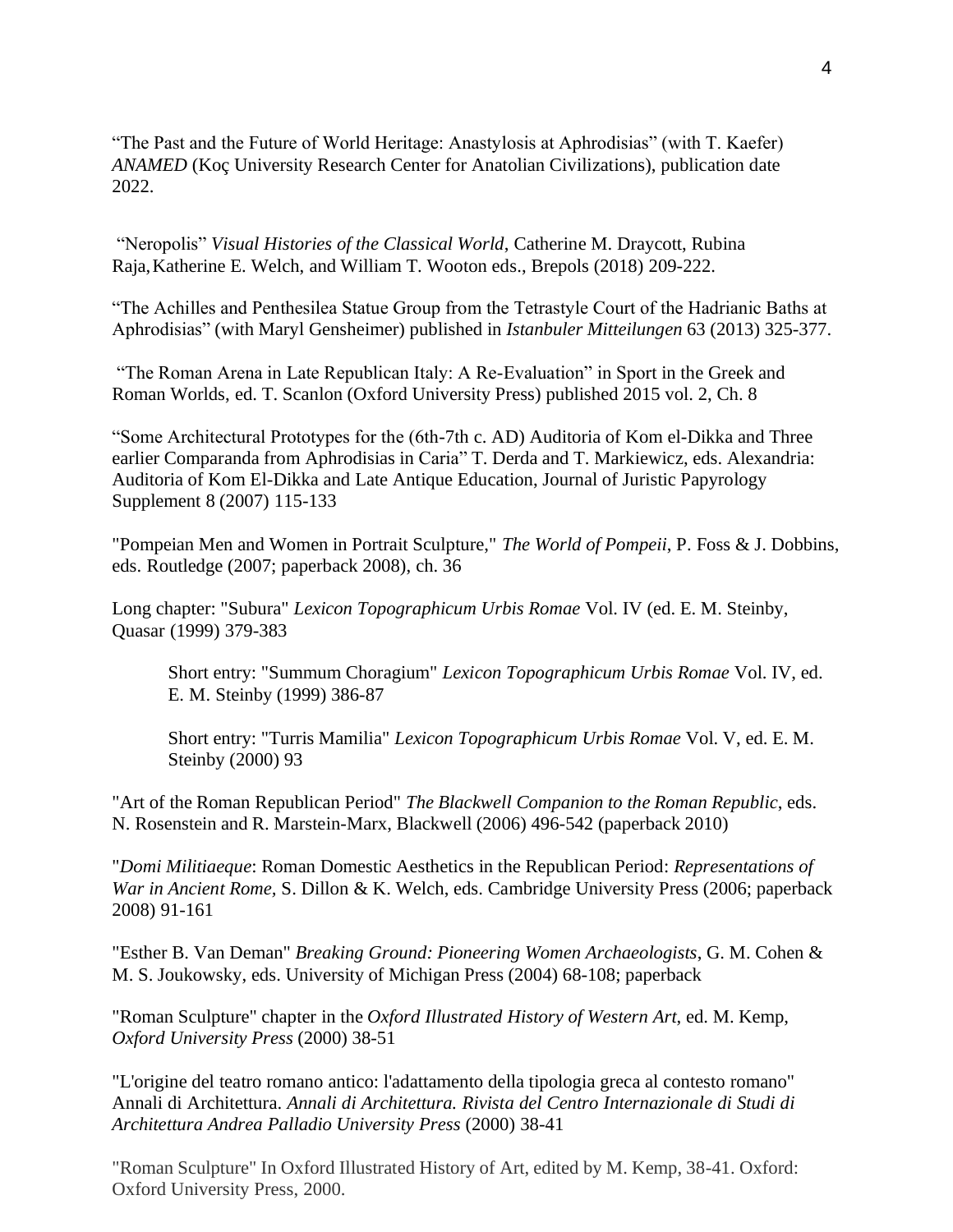“The Past and the Future of World Heritage: Anastylosis at Aphrodisias” (with T. Kaefer) *ANAMED* (Koç University Research Center for Anatolian Civilizations), publication date 2022.

“Neropolis” *Visual Histories of the Classical World*, Catherine M. Draycott, Rubina Raja, Katherine E. Welch, and William T. Wooton eds., Brepols (2018) 209-222.

“The Achilles and Penthesilea Statue Group from the Tetrastyle Court of the Hadrianic Baths at Aphrodisias” (with Maryl Gensheimer) published in *Istanbuler Mitteilungen* 63 (2013) 325-377.

“The Roman Arena in Late Republican Italy: A Re-Evaluation” in Sport in the Greek and Roman Worlds, ed. T. Scanlon (Oxford University Press) published 2015 vol. 2, Ch. 8

“Some Architectural Prototypes for the (6th-7th c. AD) Auditoria of Kom el-Dikka and Three earlier Comparanda from Aphrodisias in Caria” T. Derda and T. Markiewicz, eds. Alexandria: Auditoria of Kom El-Dikka and Late Antique Education, Journal of Juristic Papyrology Supplement 8 (2007) 115-133

"Pompeian Men and Women in Portrait Sculpture," *The World of Pompeii*, P. Foss & J. Dobbins, eds. Routledge (2007; paperback 2008), ch. 36

Long chapter: "Subura" *Lexicon Topographicum Urbis Romae* Vol. IV (ed. E. M. Steinby, Quasar (1999) 379-383

> Short entry: "Summum Choragium" *Lexicon Topographicum Urbis Romae* Vol. IV, ed. E. M. Steinby (1999) 386-87
>
> Short entry: "Turris Mamilia" *Lexicon Topographicum Urbis Romae* Vol. V, ed. E. M. Steinby (2000) 93

"Art of the Roman Republican Period" *The Blackwell Companion to the Roman Republic*, eds. N. Rosenstein and R. Marstein-Marx, Blackwell (2006) 496-542 (paperback 2010)

"*Domi Militiaeque*: Roman Domestic Aesthetics in the Republican Period: *Representations of War in Ancient Rome,* S. Dillon & K. Welch, eds. Cambridge University Press (2006; paperback 2008) 91-161

"Esther B. Van Deman" *Breaking Ground: Pioneering Women Archaeologists*, G. M. Cohen & M. S. Joukowsky, eds. University of Michigan Press (2004) 68-108; paperback

"Roman Sculpture" chapter in the *Oxford Illustrated History of Western Art*, ed. M. Kemp, *Oxford University Press* (2000) 38-51

"L'origine del teatro romano antico: l'adattamento della tipologia greca al contesto romano" Annali di Architettura. *Annali di Architettura. Rivista del Centro Internazionale di Studi di Architettura Andrea Palladio University Press* (2000) 38-41

"Roman Sculpture" In Oxford Illustrated History of Art, edited by M. Kemp, 38-41. Oxford: Oxford University Press, 2000.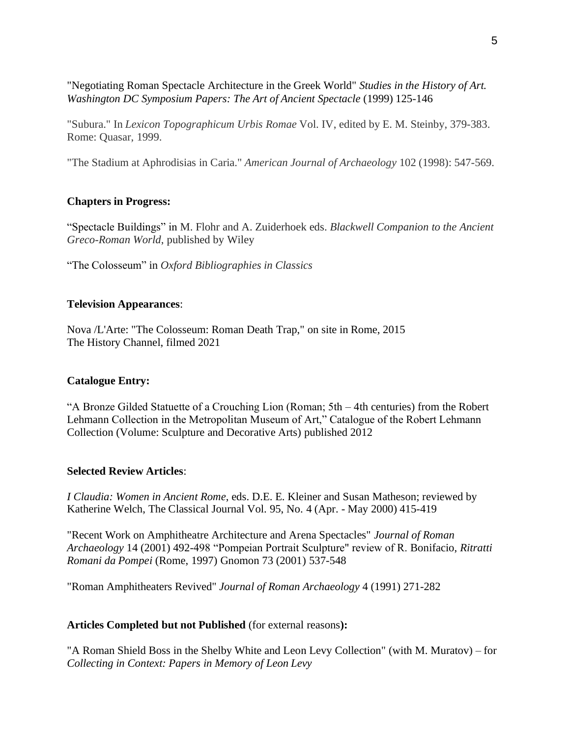"Negotiating Roman Spectacle Architecture in the Greek World" *Studies in the History of Art. Washington DC Symposium Papers: The Art of Ancient Spectacle* (1999) 125-146

"Subura." In *Lexicon Topographicum Urbis Romae* Vol. IV, edited by E. M. Steinby, 379-383. Rome: Quasar, 1999.

"The Stadium at Aphrodisias in Caria." *American Journal of Archaeology* 102 (1998): 547-569.

**Chapters in Progress:**

"Spectacle Buildings" in M. Flohr and A. Zuiderhoek eds. *Blackwell Companion to the Ancient Greco-Roman World*, published by Wiley

"The Colosseum" in *Oxford Bibliographies in Classics*

**Television Appearances**:

Nova /L'Arte: "The Colosseum: Roman Death Trap," on site in Rome, 2015
The History Channel, filmed 2021

**Catalogue Entry:**

"A Bronze Gilded Statuette of a Crouching Lion (Roman; 5th – 4th centuries) from the Robert Lehmann Collection in the Metropolitan Museum of Art," Catalogue of the Robert Lehmann Collection (Volume: Sculpture and Decorative Arts) published 2012

**Selected Review Articles**:

*I Claudia: Women in Ancient Rome*, eds. D.E. E. Kleiner and Susan Matheson; reviewed by Katherine Welch, The Classical Journal Vol. 95, No. 4 (Apr. - May 2000) 415-419

"Recent Work on Amphitheatre Architecture and Arena Spectacles" *Journal of Roman Archaeology* 14 (2001) 492-498 "Pompeian Portrait Sculpture" review of R. Bonifacio, *Ritratti Romani da Pompei* (Rome, 1997) Gnomon 73 (2001) 537-548

"Roman Amphitheaters Revived" *Journal of Roman Archaeology* 4 (1991) 271-282

**Articles Completed but not Published** (for external reasons**):**

"A Roman Shield Boss in the Shelby White and Leon Levy Collection" (with M. Muratov) – for *Collecting in Context: Papers in Memory of Leon Levy*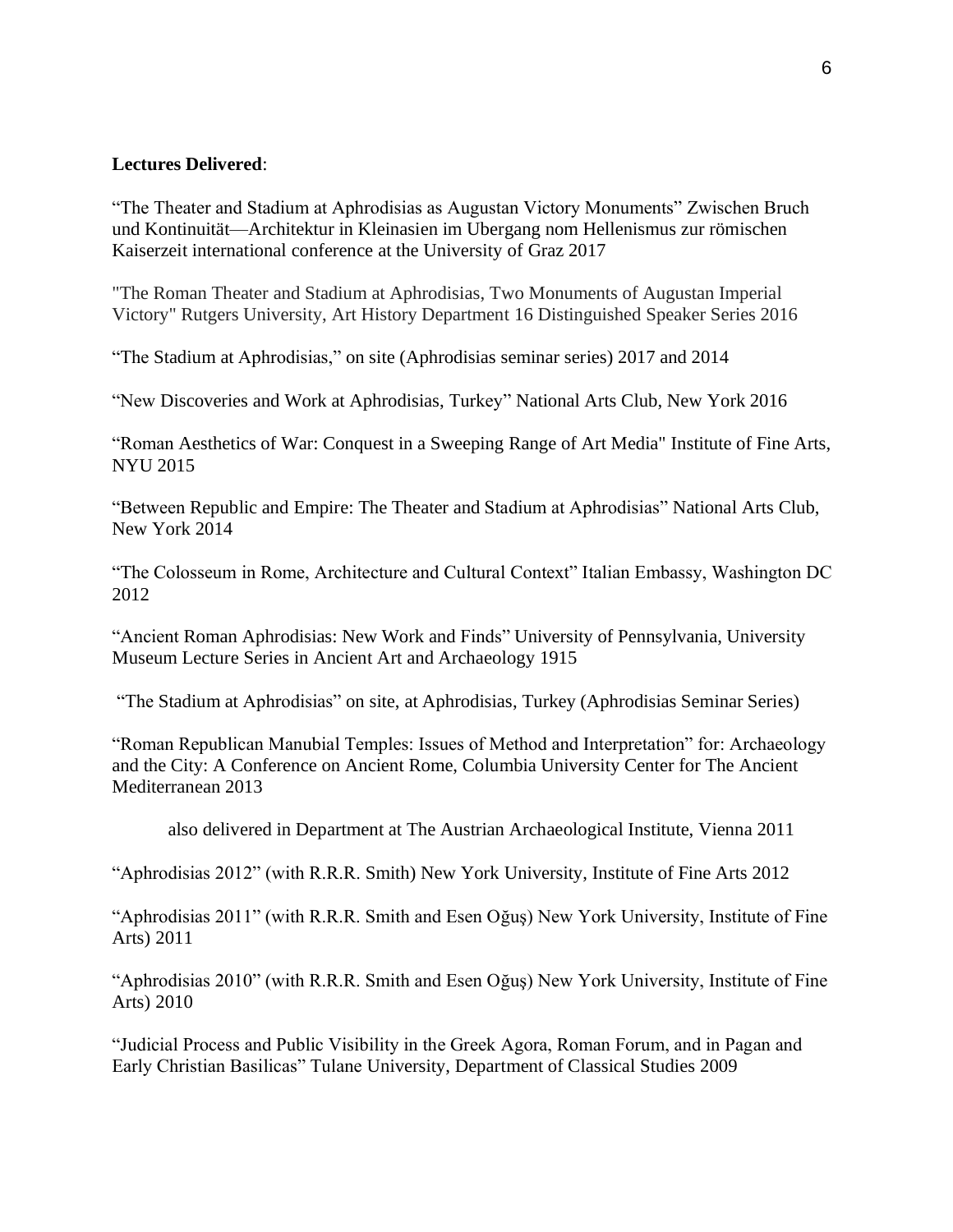**Lectures Delivered**:

"The Theater and Stadium at Aphrodisias as Augustan Victory Monuments" Zwischen Bruch und Kontinuität—Architektur in Kleinasien im Ubergang nom Hellenismus zur römischen Kaiserzeit international conference at the University of Graz 2017

"The Roman Theater and Stadium at Aphrodisias, Two Monuments of Augustan Imperial Victory" Rutgers University, Art History Department 16 Distinguished Speaker Series 2016

"The Stadium at Aphrodisias," on site (Aphrodisias seminar series) 2017 and 2014

"New Discoveries and Work at Aphrodisias, Turkey" National Arts Club, New York 2016

"Roman Aesthetics of War: Conquest in a Sweeping Range of Art Media" Institute of Fine Arts, NYU 2015

"Between Republic and Empire: The Theater and Stadium at Aphrodisias" National Arts Club, New York 2014

"The Colosseum in Rome, Architecture and Cultural Context" Italian Embassy, Washington DC 2012

"Ancient Roman Aphrodisias: New Work and Finds" University of Pennsylvania, University Museum Lecture Series in Ancient Art and Archaeology 1915

"The Stadium at Aphrodisias" on site, at Aphrodisias, Turkey (Aphrodisias Seminar Series)

"Roman Republican Manubial Temples: Issues of Method and Interpretation" for: Archaeology and the City: A Conference on Ancient Rome, Columbia University Center for The Ancient Mediterranean 2013

also delivered in Department at The Austrian Archaeological Institute, Vienna 2011

"Aphrodisias 2012" (with R.R.R. Smith) New York University, Institute of Fine Arts 2012

"Aphrodisias 2011" (with R.R.R. Smith and Esen Oğuş) New York University, Institute of Fine Arts) 2011

"Aphrodisias 2010" (with R.R.R. Smith and Esen Oğuş) New York University, Institute of Fine Arts) 2010

"Judicial Process and Public Visibility in the Greek Agora, Roman Forum, and in Pagan and Early Christian Basilicas" Tulane University, Department of Classical Studies 2009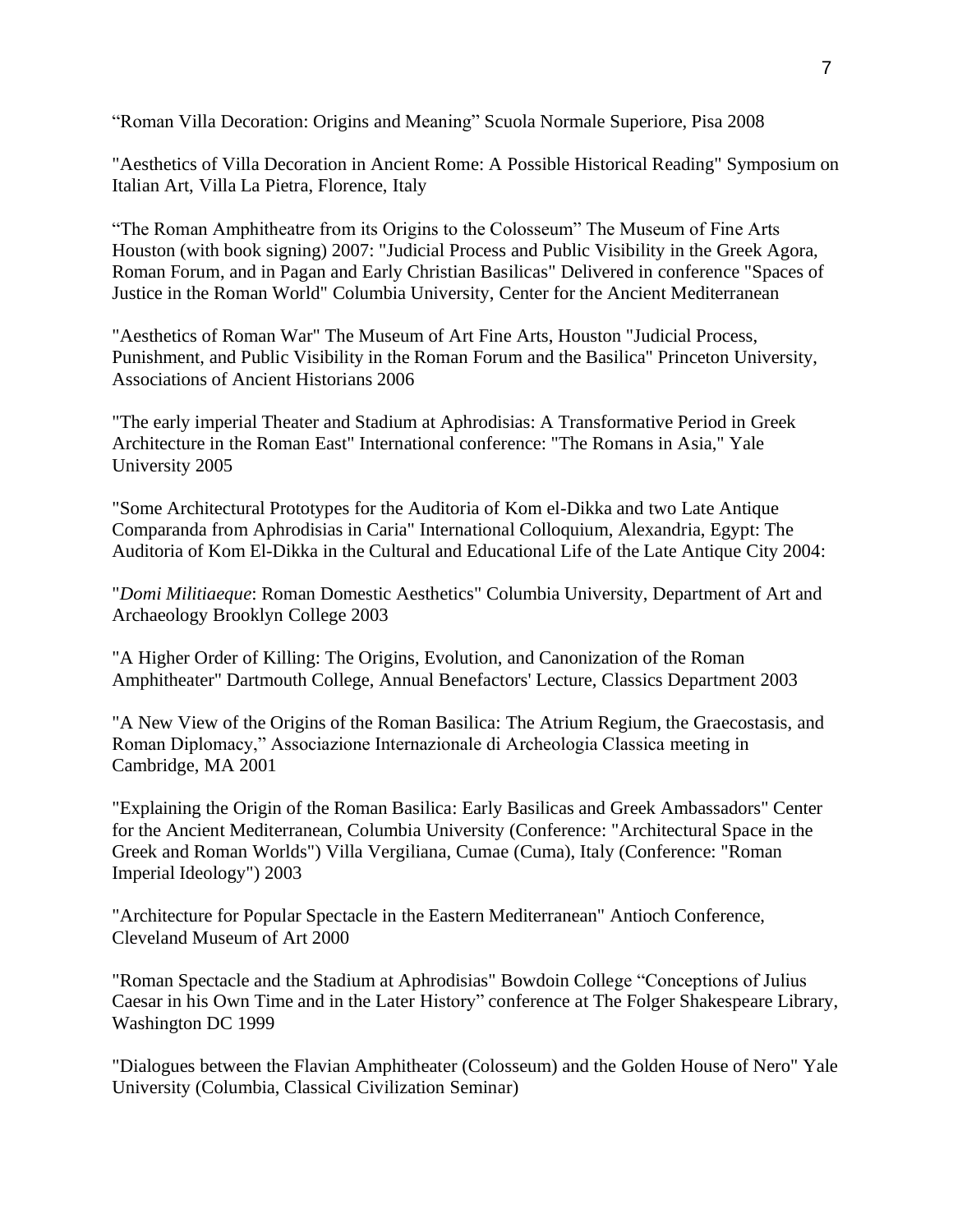“Roman Villa Decoration: Origins and Meaning” Scuola Normale Superiore, Pisa 2008

"Aesthetics of Villa Decoration in Ancient Rome: A Possible Historical Reading" Symposium on Italian Art, Villa La Pietra, Florence, Italy

“The Roman Amphitheatre from its Origins to the Colosseum” The Museum of Fine Arts Houston (with book signing) 2007: "Judicial Process and Public Visibility in the Greek Agora, Roman Forum, and in Pagan and Early Christian Basilicas" Delivered in conference "Spaces of Justice in the Roman World" Columbia University, Center for the Ancient Mediterranean

"Aesthetics of Roman War" The Museum of Art Fine Arts, Houston "Judicial Process, Punishment, and Public Visibility in the Roman Forum and the Basilica" Princeton University, Associations of Ancient Historians 2006

"The early imperial Theater and Stadium at Aphrodisias: A Transformative Period in Greek Architecture in the Roman East" International conference: "The Romans in Asia," Yale University 2005

"Some Architectural Prototypes for the Auditoria of Kom el-Dikka and two Late Antique Comparanda from Aphrodisias in Caria" International Colloquium, Alexandria, Egypt: The Auditoria of Kom El-Dikka in the Cultural and Educational Life of the Late Antique City 2004:

"*Domi Militiaeque*: Roman Domestic Aesthetics" Columbia University, Department of Art and Archaeology Brooklyn College 2003

"A Higher Order of Killing: The Origins, Evolution, and Canonization of the Roman Amphitheater" Dartmouth College, Annual Benefactors' Lecture, Classics Department 2003

"A New View of the Origins of the Roman Basilica: The Atrium Regium, the Graecostasis, and Roman Diplomacy,” Associazione Internazionale di Archeologia Classica meeting in Cambridge, MA 2001

"Explaining the Origin of the Roman Basilica: Early Basilicas and Greek Ambassadors" Center for the Ancient Mediterranean, Columbia University (Conference: "Architectural Space in the Greek and Roman Worlds") Villa Vergiliana, Cumae (Cuma), Italy (Conference: "Roman Imperial Ideology") 2003

"Architecture for Popular Spectacle in the Eastern Mediterranean" Antioch Conference, Cleveland Museum of Art 2000

"Roman Spectacle and the Stadium at Aphrodisias" Bowdoin College “Conceptions of Julius Caesar in his Own Time and in the Later History” conference at The Folger Shakespeare Library, Washington DC 1999

"Dialogues between the Flavian Amphitheater (Colosseum) and the Golden House of Nero" Yale University (Columbia, Classical Civilization Seminar)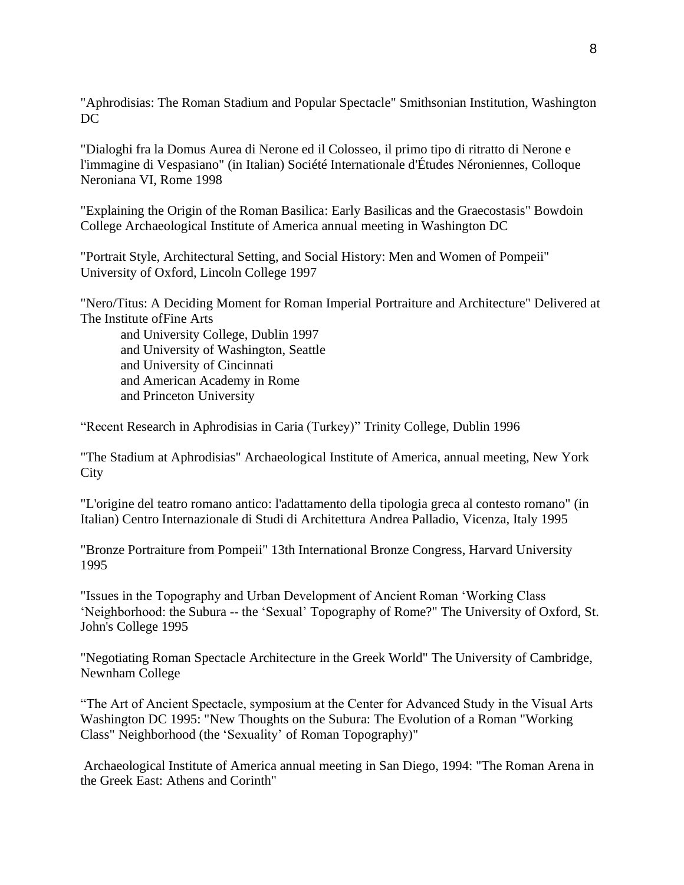"Aphrodisias: The Roman Stadium and Popular Spectacle" Smithsonian Institution, Washington DC

"Dialoghi fra la Domus Aurea di Nerone ed il Colosseo, il primo tipo di ritratto di Nerone e l'immagine di Vespasiano" (in Italian) Société Internationale d'Études Néroniennes, Colloque Neroniana VI, Rome 1998

"Explaining the Origin of the Roman Basilica: Early Basilicas and the Graecostasis" Bowdoin College Archaeological Institute of America annual meeting in Washington DC

"Portrait Style, Architectural Setting, and Social History: Men and Women of Pompeii" University of Oxford, Lincoln College 1997

"Nero/Titus: A Deciding Moment for Roman Imperial Portraiture and Architecture" Delivered at The Institute ofFine Arts
 and University College, Dublin 1997
 and University of Washington, Seattle
 and University of Cincinnati
 and American Academy in Rome
 and Princeton University

"Recent Research in Aphrodisias in Caria (Turkey)" Trinity College, Dublin 1996

"The Stadium at Aphrodisias" Archaeological Institute of America, annual meeting, New York City

"L'origine del teatro romano antico: l'adattamento della tipologia greca al contesto romano" (in Italian) Centro Internazionale di Studi di Architettura Andrea Palladio, Vicenza, Italy 1995

"Bronze Portraiture from Pompeii" 13th International Bronze Congress, Harvard University 1995

"Issues in the Topography and Urban Development of Ancient Roman 'Working Class 'Neighborhood: the Subura -- the 'Sexual' Topography of Rome?" The University of Oxford, St. John's College 1995

"Negotiating Roman Spectacle Architecture in the Greek World" The University of Cambridge, Newnham College

"The Art of Ancient Spectacle, symposium at the Center for Advanced Study in the Visual Arts Washington DC 1995: "New Thoughts on the Subura: The Evolution of a Roman "Working Class" Neighborhood (the 'Sexuality' of Roman Topography)"

Archaeological Institute of America annual meeting in San Diego, 1994: "The Roman Arena in the Greek East: Athens and Corinth"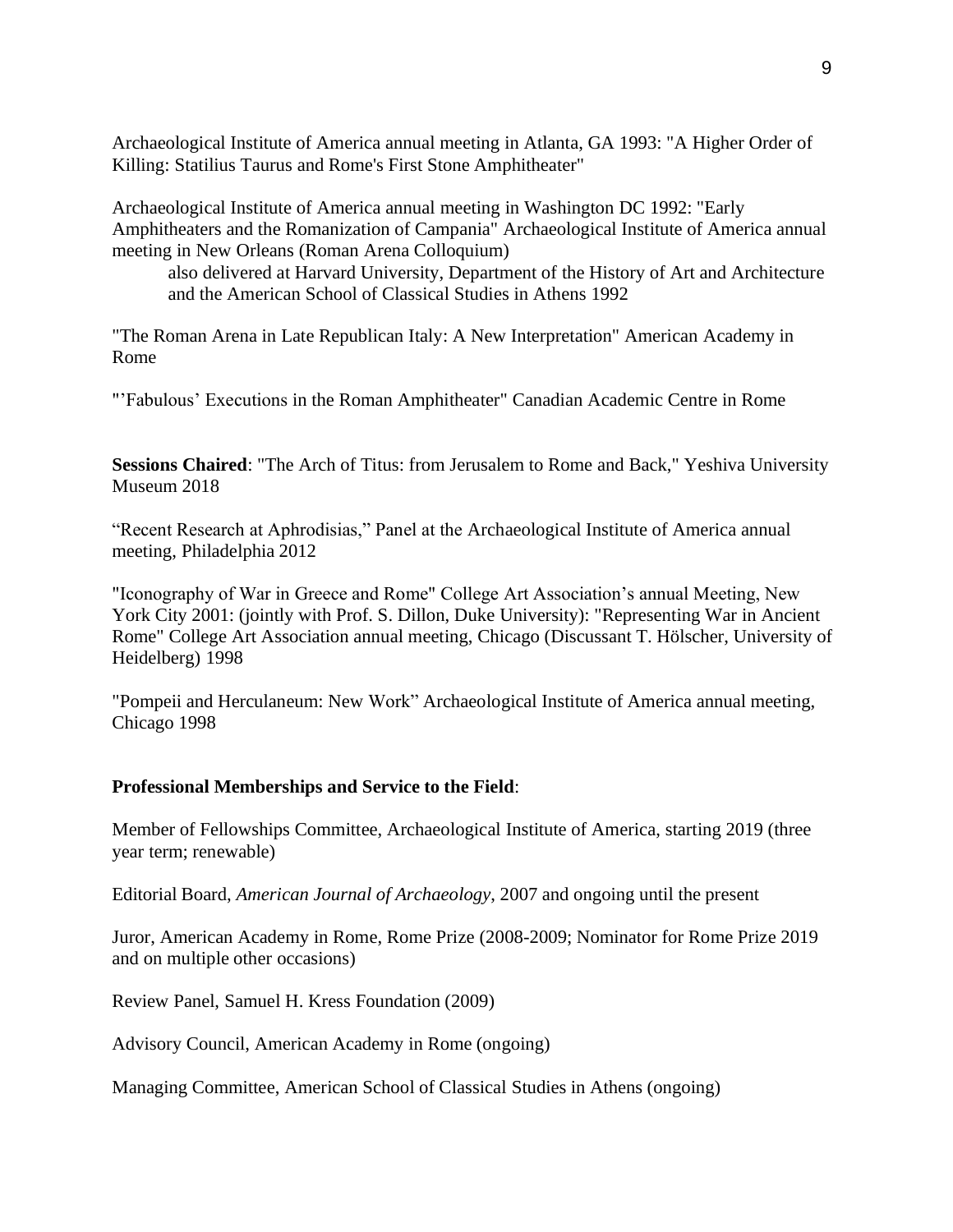Archaeological Institute of America annual meeting in Atlanta, GA 1993: "A Higher Order of Killing: Statilius Taurus and Rome's First Stone Amphitheater"

Archaeological Institute of America annual meeting in Washington DC 1992: "Early Amphitheaters and the Romanization of Campania" Archaeological Institute of America annual meeting in New Orleans (Roman Arena Colloquium)

> also delivered at Harvard University, Department of the History of Art and Architecture and the American School of Classical Studies in Athens 1992

"The Roman Arena in Late Republican Italy: A New Interpretation" American Academy in Rome

"'Fabulous' Executions in the Roman Amphitheater" Canadian Academic Centre in Rome

**Sessions Chaired**: "The Arch of Titus: from Jerusalem to Rome and Back," Yeshiva University Museum 2018

"Recent Research at Aphrodisias," Panel at the Archaeological Institute of America annual meeting, Philadelphia 2012

"Iconography of War in Greece and Rome" College Art Association's annual Meeting, New York City 2001: (jointly with Prof. S. Dillon, Duke University): "Representing War in Ancient Rome" College Art Association annual meeting, Chicago (Discussant T. Hölscher, University of Heidelberg) 1998

"Pompeii and Herculaneum: New Work" Archaeological Institute of America annual meeting, Chicago 1998

**Professional Memberships and Service to the Field**:

Member of Fellowships Committee, Archaeological Institute of America, starting 2019 (three year term; renewable)

Editorial Board, *American Journal of Archaeology*, 2007 and ongoing until the present

Juror, American Academy in Rome, Rome Prize (2008-2009; Nominator for Rome Prize 2019 and on multiple other occasions)

Review Panel, Samuel H. Kress Foundation (2009)

Advisory Council, American Academy in Rome (ongoing)

Managing Committee, American School of Classical Studies in Athens (ongoing)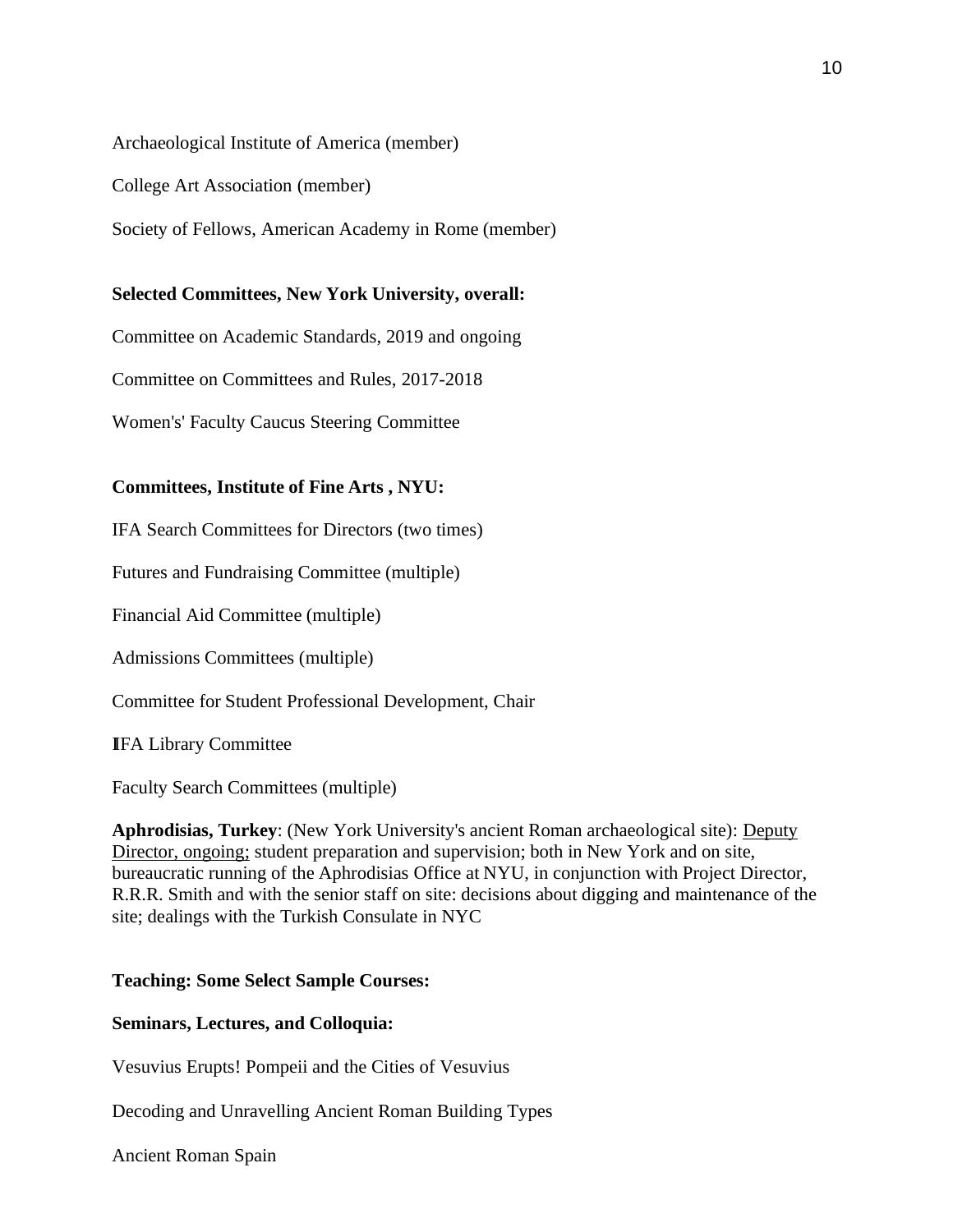Archaeological Institute of America (member)

College Art Association (member)

Society of Fellows, American Academy in Rome (member)

**Selected Committees, New York University, overall:**

Committee on Academic Standards, 2019 and ongoing

Committee on Committees and Rules, 2017-2018

Women's' Faculty Caucus Steering Committee

**Committees, Institute of Fine Arts , NYU:**

IFA Search Committees for Directors (two times)

Futures and Fundraising Committee (multiple)

Financial Aid Committee (multiple)

Admissions Committees (multiple)

Committee for Student Professional Development, Chair

IFA Library Committee

Faculty Search Committees (multiple)

**Aphrodisias, Turkey**: (New York University's ancient Roman archaeological site): Deputy Director, ongoing; student preparation and supervision; both in New York and on site, bureaucratic running of the Aphrodisias Office at NYU, in conjunction with Project Director, R.R.R. Smith and with the senior staff on site: decisions about digging and maintenance of the site; dealings with the Turkish Consulate in NYC

**Teaching: Some Select Sample Courses:**

**Seminars, Lectures, and Colloquia:**

Vesuvius Erupts! Pompeii and the Cities of Vesuvius

Decoding and Unravelling Ancient Roman Building Types

Ancient Roman Spain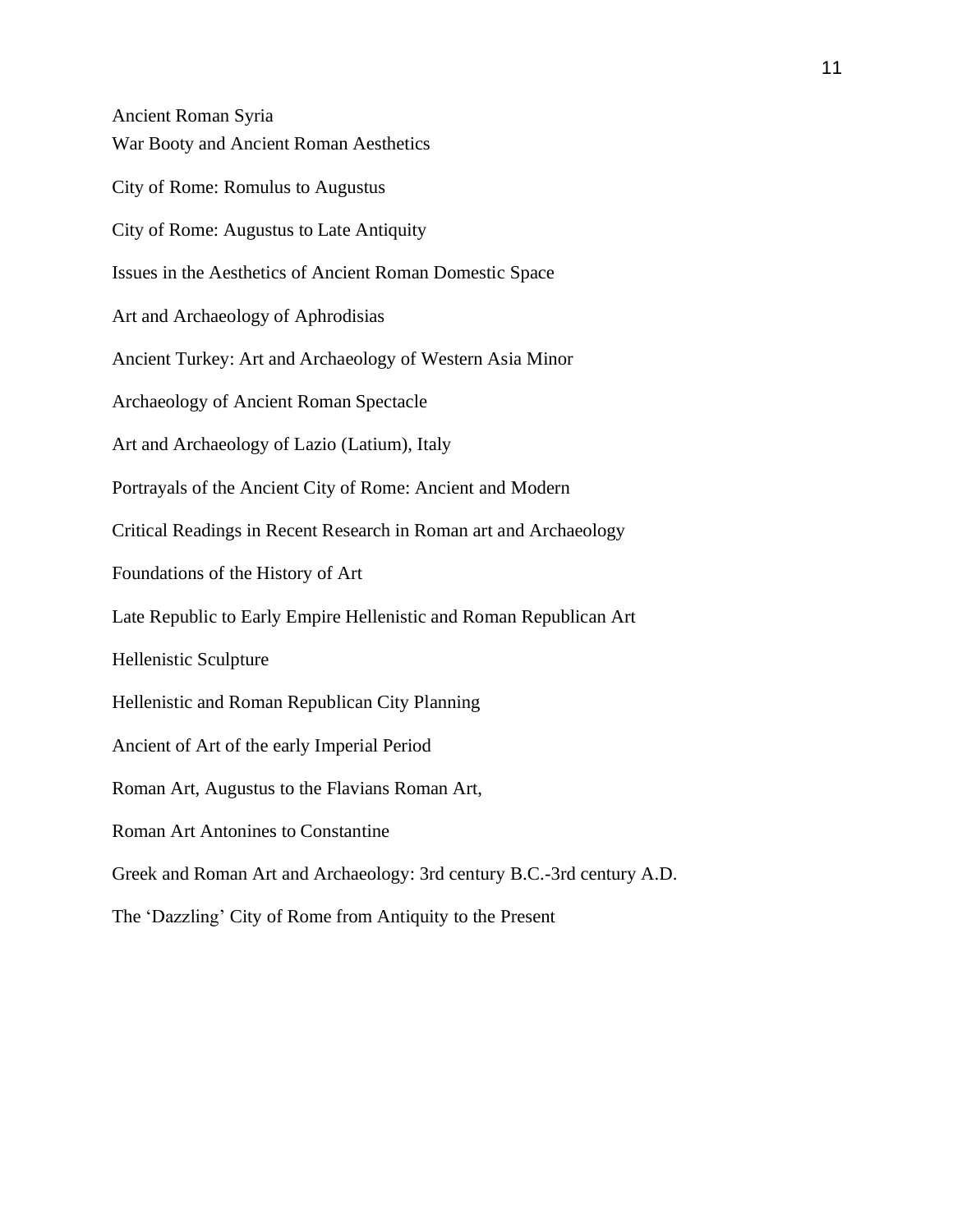Ancient Roman Syria

War Booty and Ancient Roman Aesthetics

City of Rome: Romulus to Augustus

City of Rome: Augustus to Late Antiquity

Issues in the Aesthetics of Ancient Roman Domestic Space

Art and Archaeology of Aphrodisias

Ancient Turkey: Art and Archaeology of Western Asia Minor

Archaeology of Ancient Roman Spectacle

Art and Archaeology of Lazio (Latium), Italy

Portrayals of the Ancient City of Rome: Ancient and Modern

Critical Readings in Recent Research in Roman art and Archaeology

Foundations of the History of Art

Late Republic to Early Empire Hellenistic and Roman Republican Art

Hellenistic Sculpture

Hellenistic and Roman Republican City Planning

Ancient of Art of the early Imperial Period

Roman Art, Augustus to the Flavians Roman Art,

Roman Art Antonines to Constantine

Greek and Roman Art and Archaeology: 3rd century B.C.-3rd century A.D.

The 'Dazzling' City of Rome from Antiquity to the Present